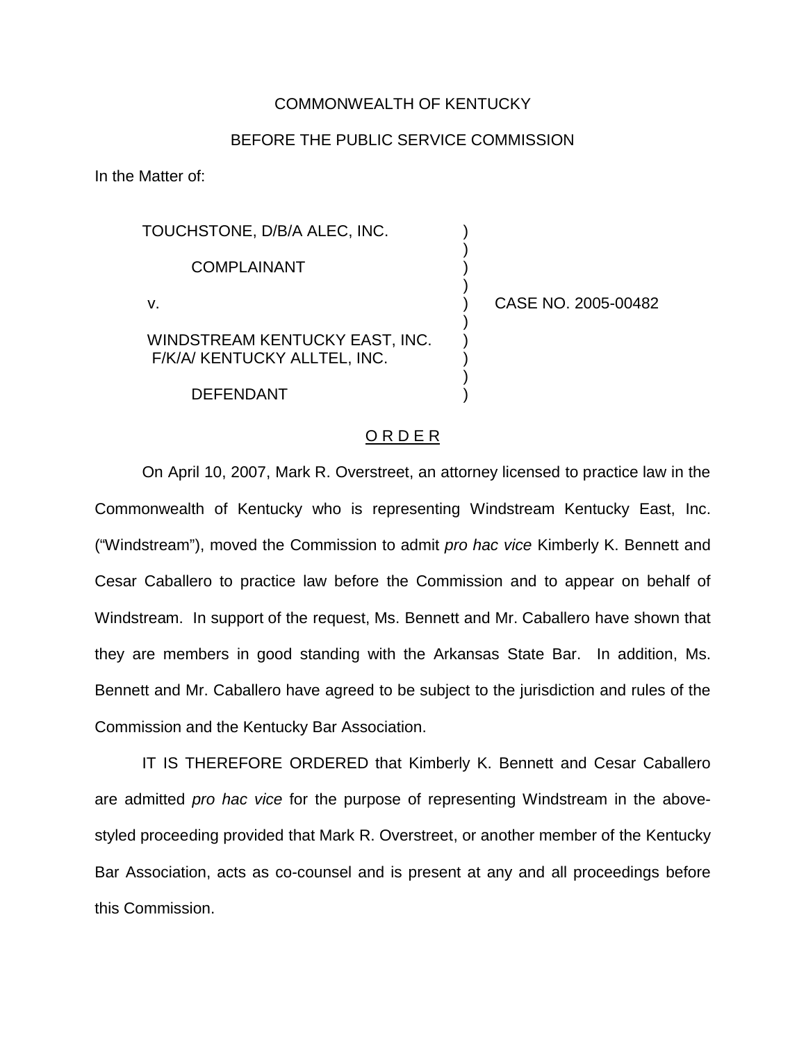COMMONWEALTH OF KENTUCKY

BEFORE THE PUBLIC SERVICE COMMISSION

In the Matter of:

| | | |
|---|---|---|
| TOUCHSTONE, D/B/A ALEC, INC. | ) | |
| COMPLAINANT | ) | |
| v. | ) | CASE NO. 2005-00482 |
| WINDSTREAM KENTUCKY EAST, INC. F/K/A/ KENTUCKY ALLTEL, INC. | ) | |
| DEFENDANT | ) | |

## ORDER

On April 10, 2007, Mark R. Overstreet, an attorney licensed to practice law in the Commonwealth of Kentucky who is representing Windstream Kentucky East, Inc. ("Windstream"), moved the Commission to admit *pro hac vice* Kimberly K. Bennett and Cesar Caballero to practice law before the Commission and to appear on behalf of Windstream. In support of the request, Ms. Bennett and Mr. Caballero have shown that they are members in good standing with the Arkansas State Bar. In addition, Ms. Bennett and Mr. Caballero have agreed to be subject to the jurisdiction and rules of the Commission and the Kentucky Bar Association.

IT IS THEREFORE ORDERED that Kimberly K. Bennett and Cesar Caballero are admitted *pro hac vice* for the purpose of representing Windstream in the above-styled proceeding provided that Mark R. Overstreet, or another member of the Kentucky Bar Association, acts as co-counsel and is present at any and all proceedings before this Commission.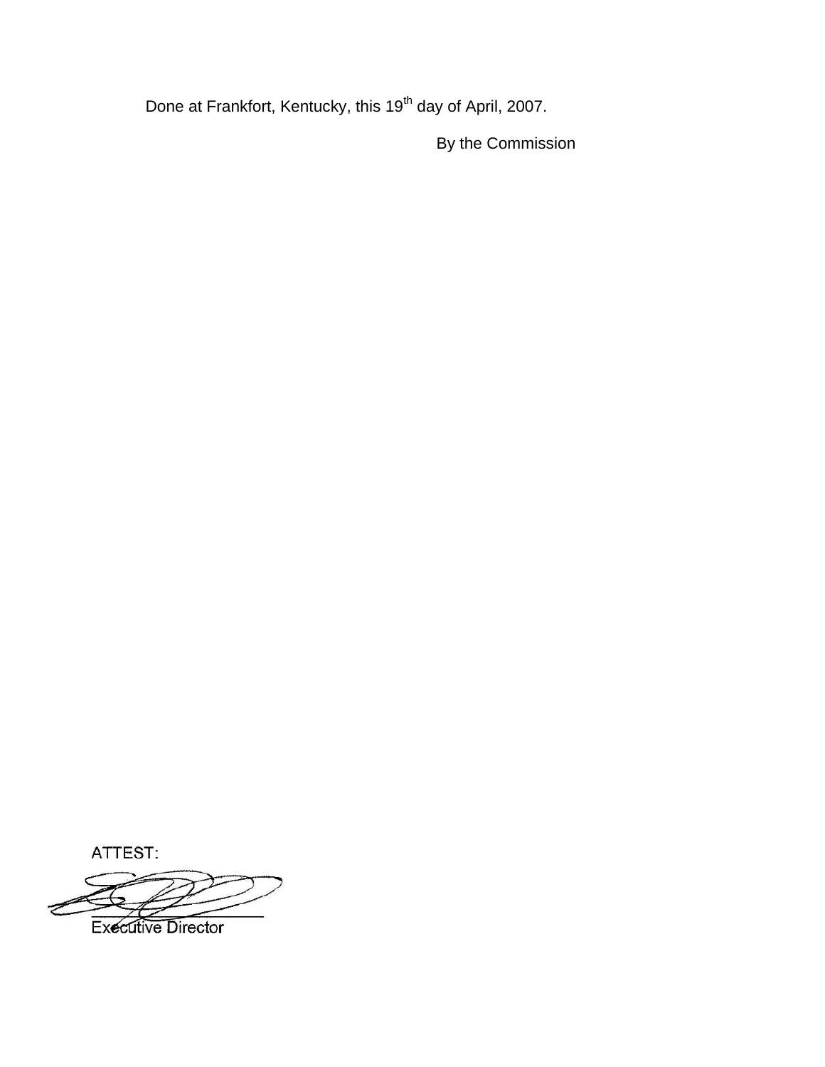Done at Frankfort, Kentucky, this 19th day of April, 2007.

By the Commission

ATTEST:

Executive Director